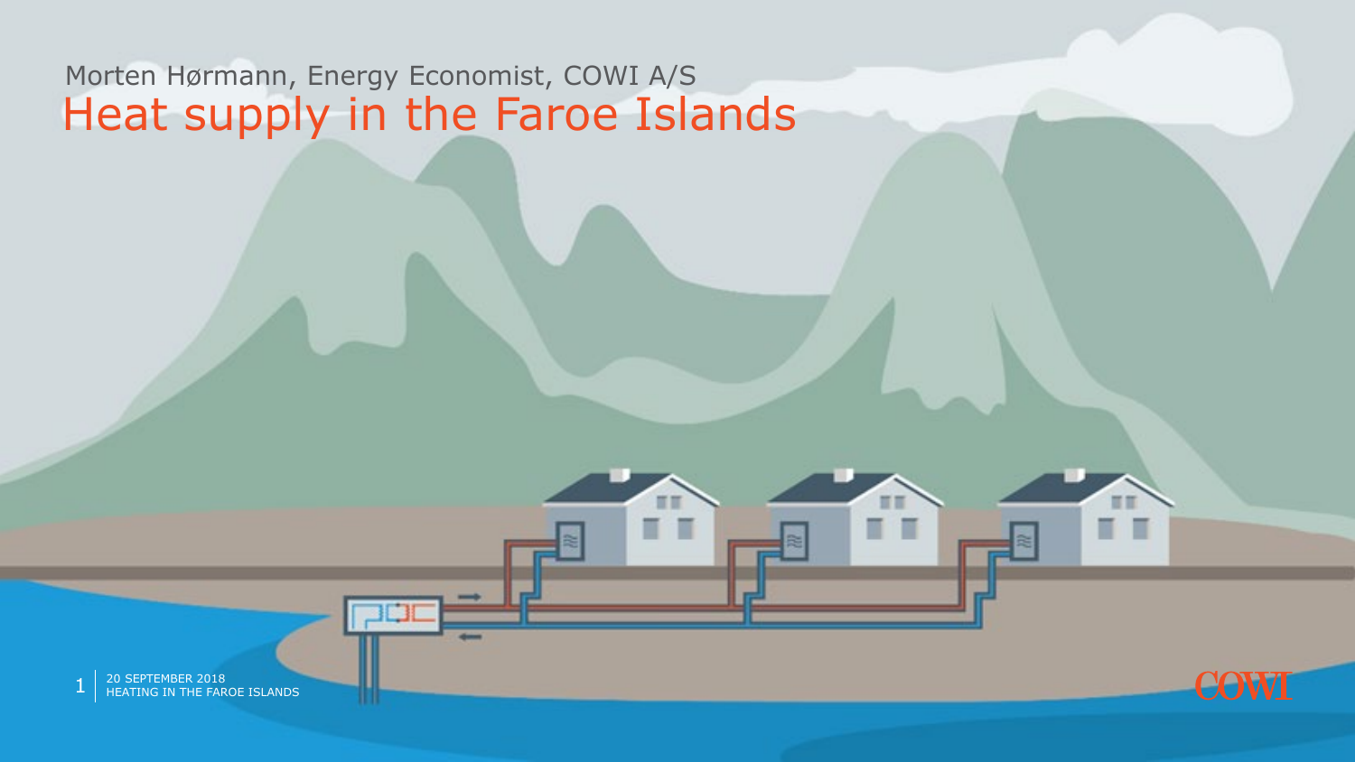Morten Hørmann, Energy Economist, COWI A/S

# Heat supply in the Faroe Islands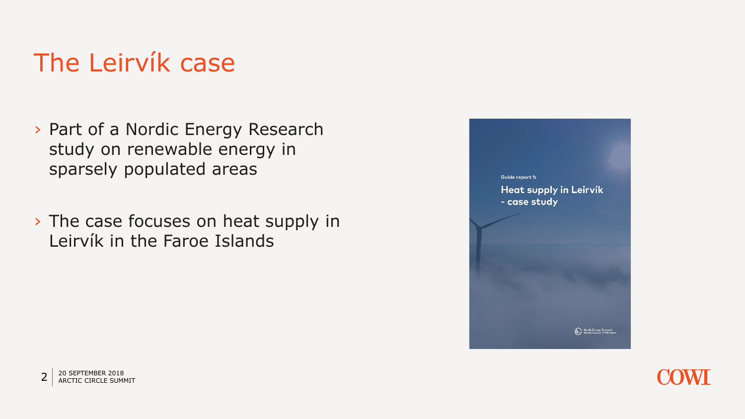# The Leirvík case

- Part of a Nordic Energy Research study on renewable energy in sparsely populated areas
- The case focuses on heat supply in Leirvík in the Faroe Islands

Guide report 1:

Heat supply in Leirvík - case study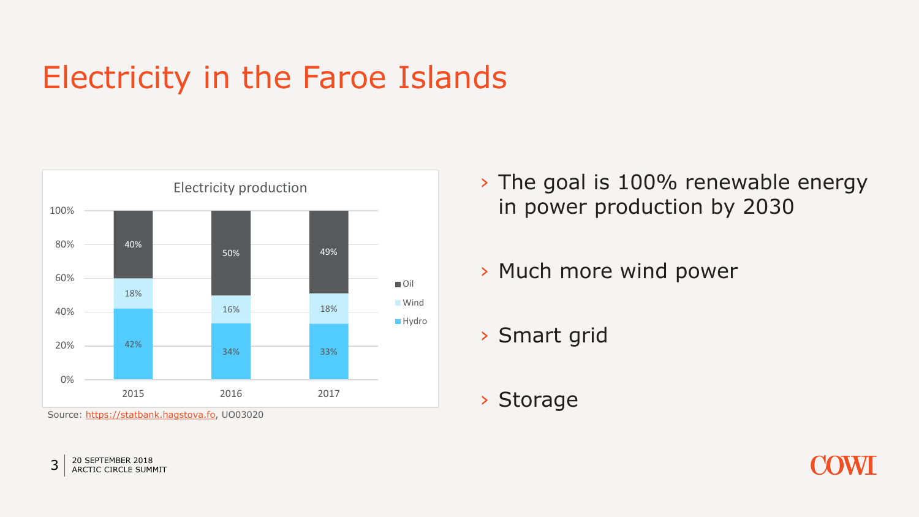# Electricity in the Faroe Islands

**Electricity production**

| | 2015 | 2016 | 2017 |
|---|---|---|---|
| Oil | 40% | 50% | 49% |
| Wind | 18% | 16% | 18% |
| Hydro | 42% | 34% | 33% |

Source: https://statbank.hagstova.fo, UO03020

- The goal is 100% renewable energy in power production by 2030
- Much more wind power
- Smart grid
- Storage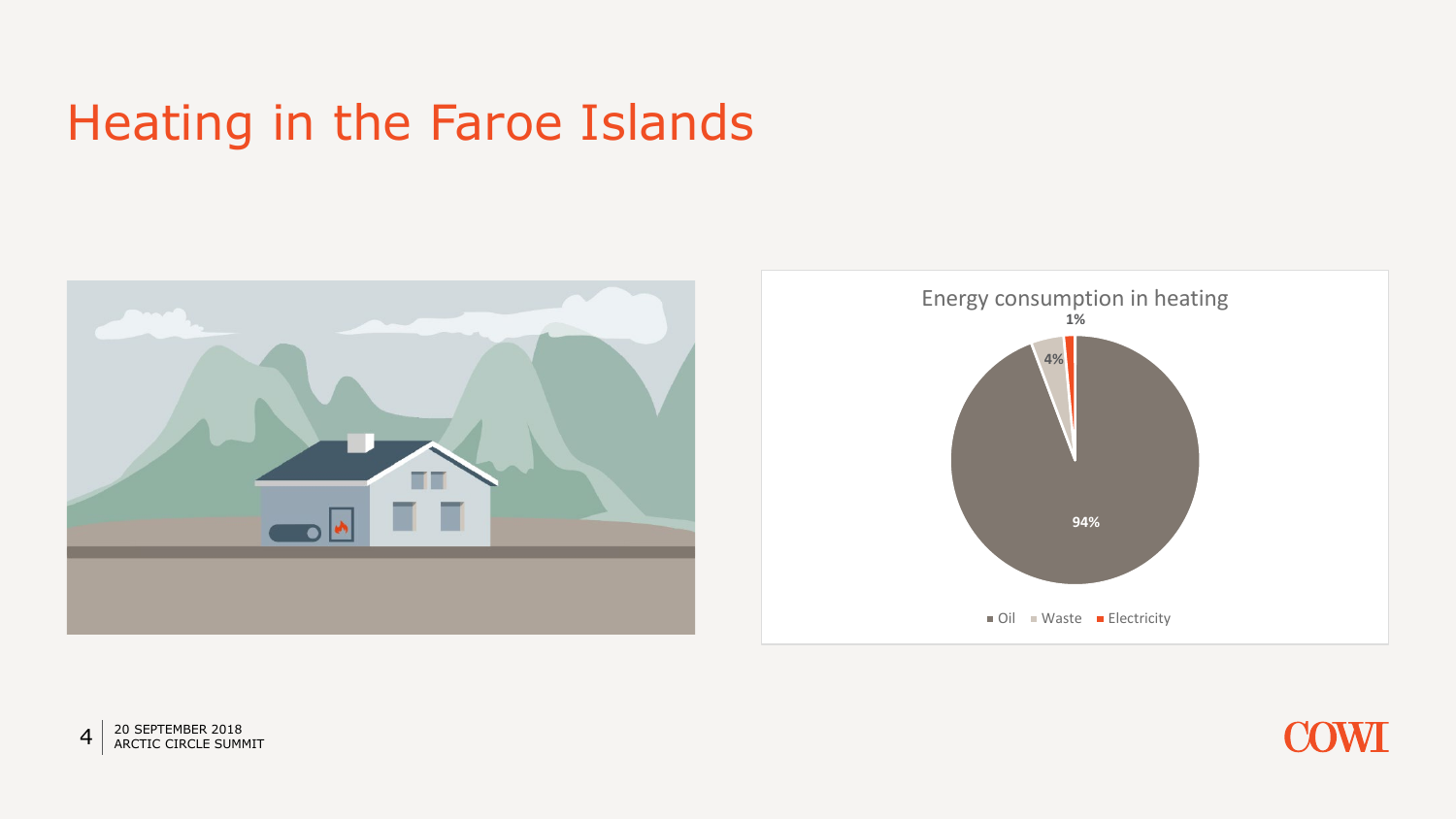# Heating in the Faroe Islands

Energy consumption in heating

| Source | Share |
| --- | --- |
| Oil | 94% |
| Waste | 4% |
| Electricity | 1% |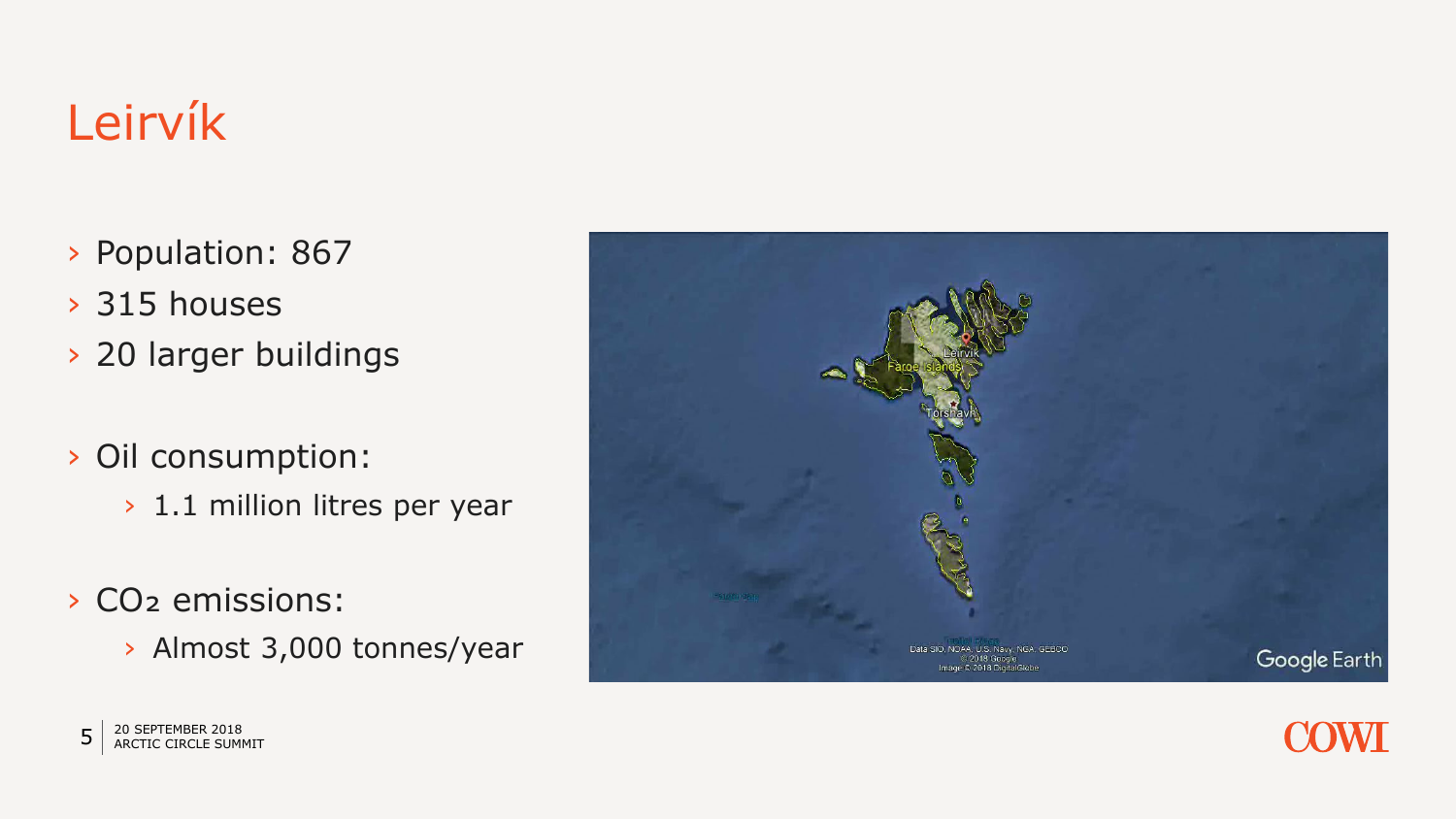# Leirvík

- Population: 867
- 315 houses
- 20 larger buildings

- Oil consumption:
  - 1.1 million litres per year

- $CO_2$ emissions:
  - Almost 3,000 tonnes/year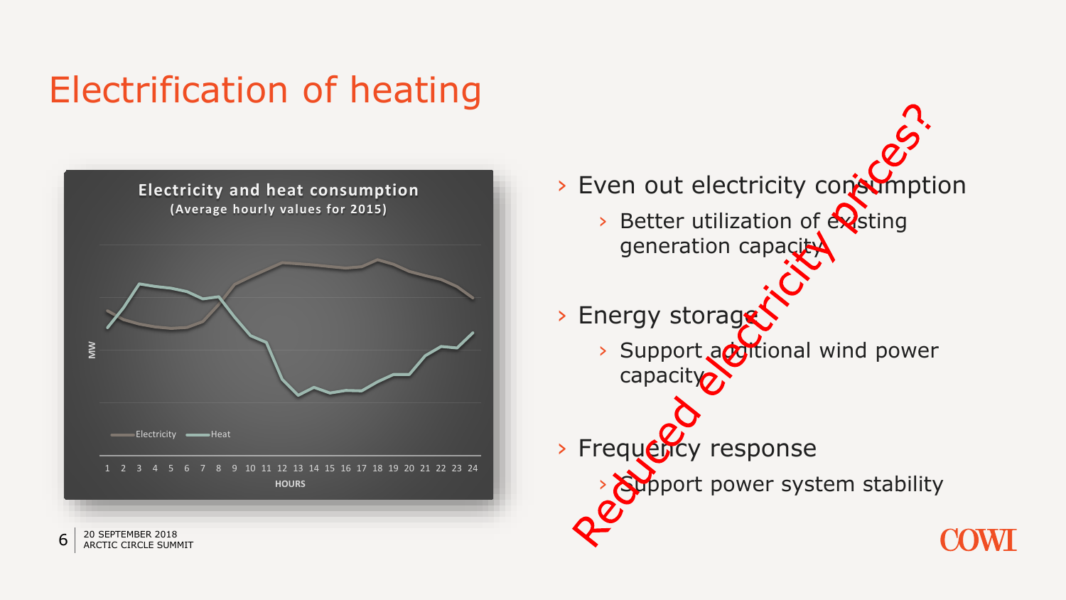# Electrification of heating

**Electricity and heat consumption**
**(Average hourly values for 2015)**

MW

Electricity — Heat

1 2 3 4 5 6 7 8 9 10 11 12 13 14 15 16 17 18 19 20 21 22 23 24

HOURS

- Even out electricity consumption
  - Better utilization of existing generation capacity
- Energy storage
  - Support additional wind power capacity
- Frequency response
  - Support power system stability

Reduced electricity prices?

20 SEPTEMBER 2018
ARCTIC CIRCLE SUMMIT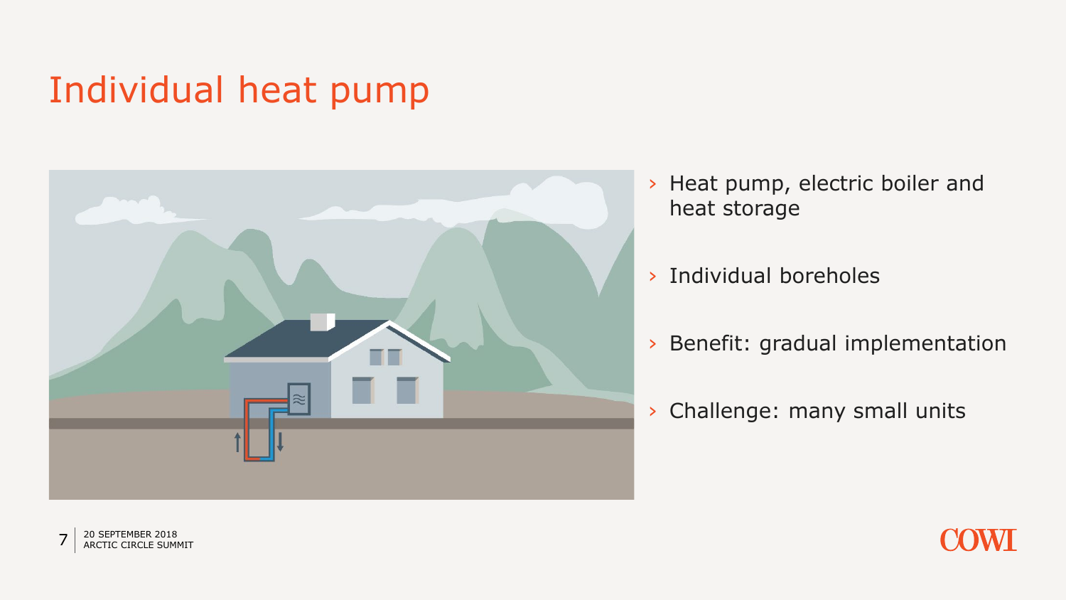# Individual heat pump

- Heat pump, electric boiler and heat storage
- Individual boreholes
- Benefit: gradual implementation
- Challenge: many small units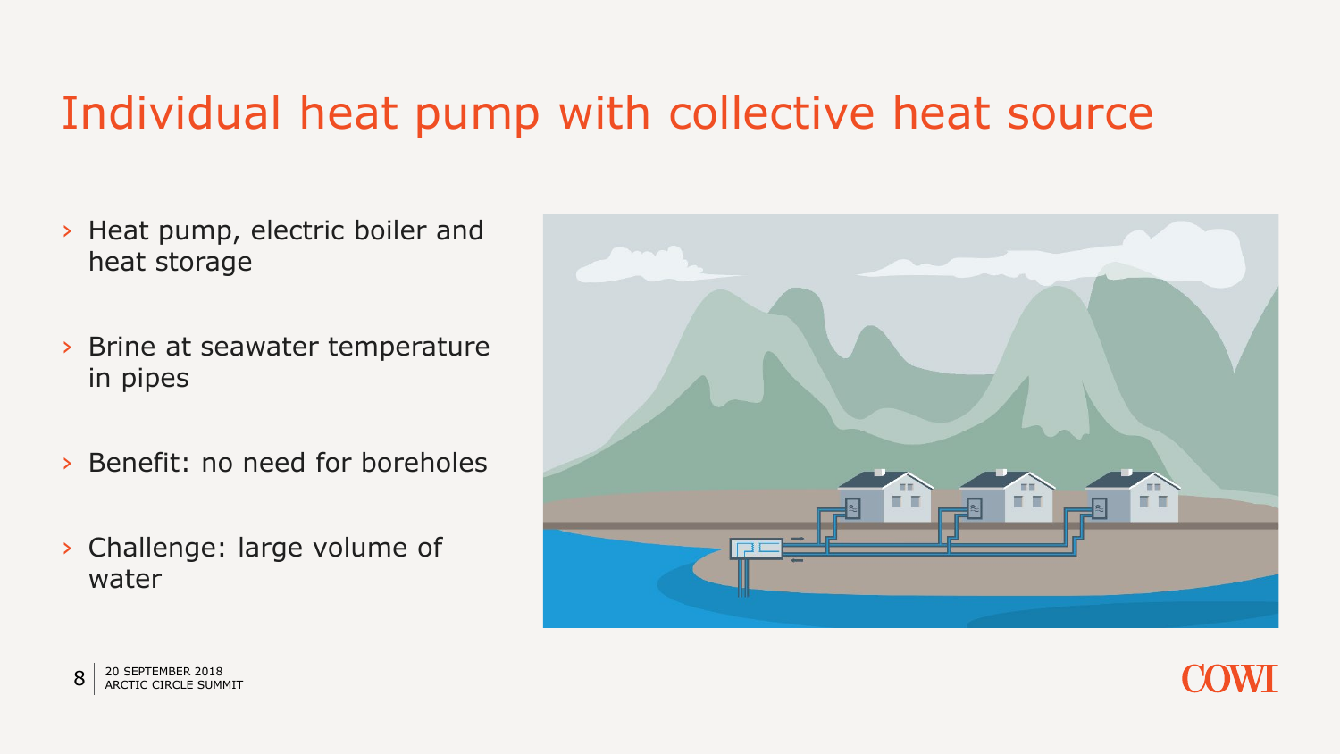# Individual heat pump with collective heat source

- Heat pump, electric boiler and heat storage
- Brine at seawater temperature in pipes
- Benefit: no need for boreholes
- Challenge: large volume of water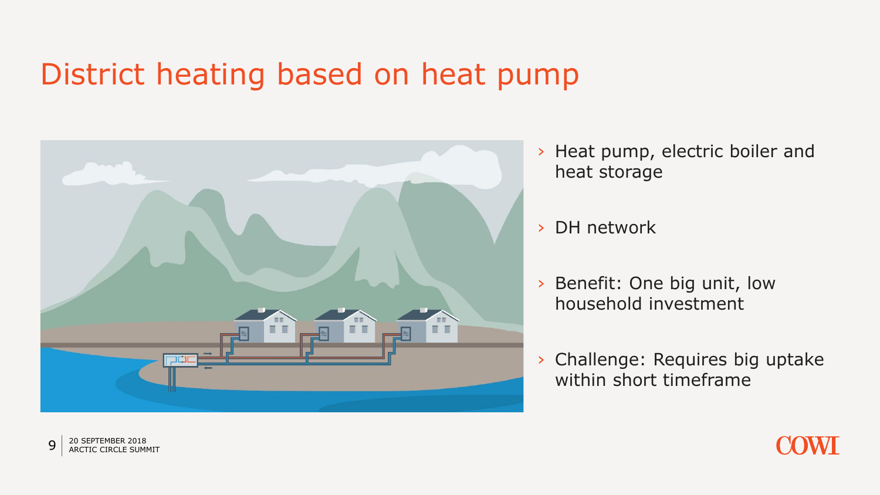# District heating based on heat pump

- Heat pump, electric boiler and heat storage
- DH network
- Benefit: One big unit, low household investment
- Challenge: Requires big uptake within short timeframe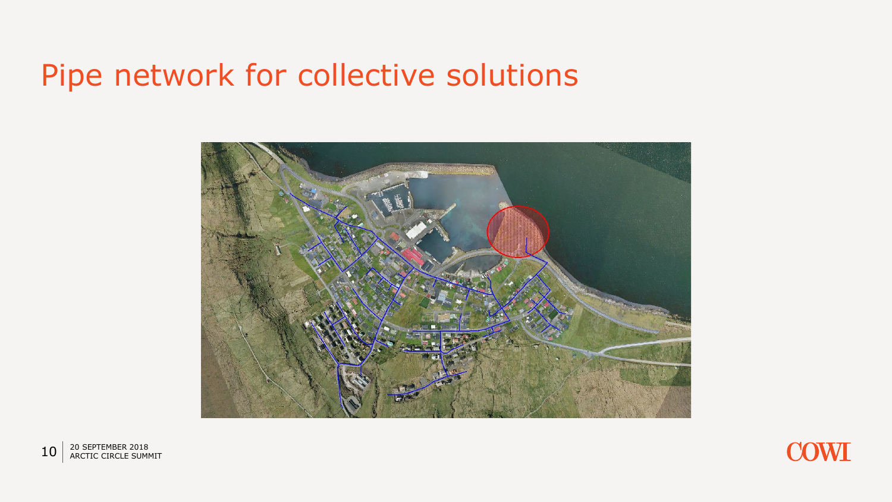# Pipe network for collective solutions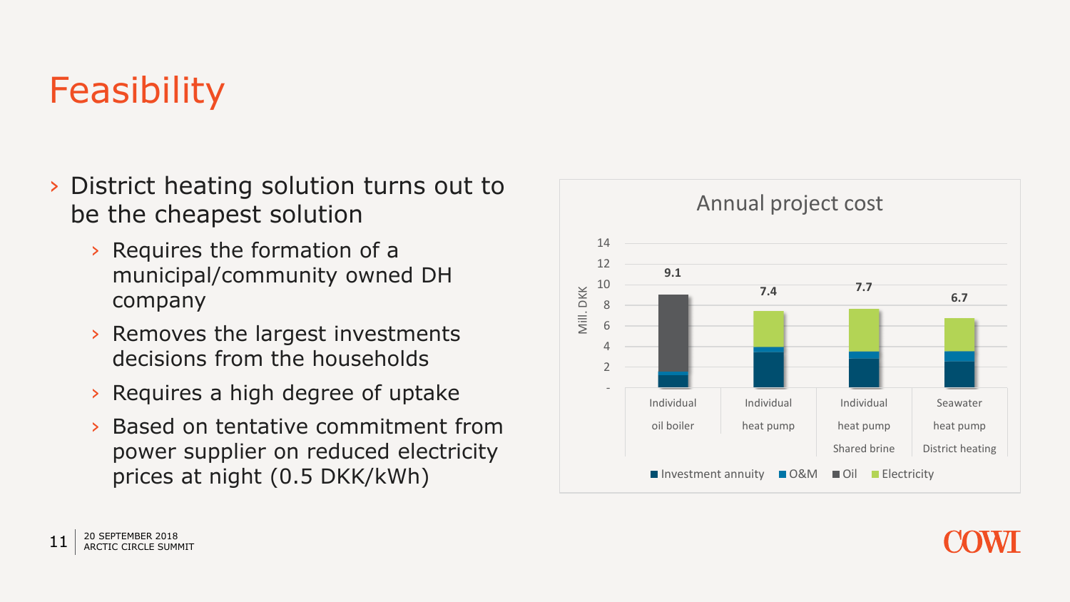# Feasibility

- District heating solution turns out to be the cheapest solution
  - Requires the formation of a municipal/community owned DH company
  - Removes the largest investments decisions from the households
  - Requires a high degree of uptake
  - Based on tentative commitment from power supplier on reduced electricity prices at night (0.5 DKK/kWh)

**Annual project cost**

| Solution | Annual project cost (Mill. DKK) |
|---|---|
| Individual oil boiler | 9.1 |
| Individual heat pump | 7.4 |
| Individual heat pump Shared brine | 7.7 |
| Seawater heat pump District heating | 6.7 |

Legend: Investment annuity, O&M, Oil, Electricity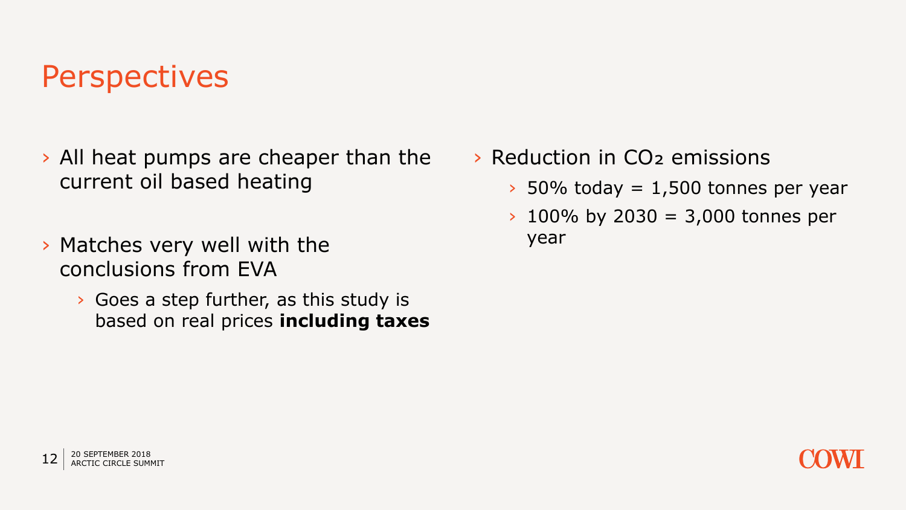# Perspectives

- All heat pumps are cheaper than the current oil based heating
- Matches very well with the conclusions from EVA
  - Goes a step further, as this study is based on real prices **including taxes**
- Reduction in $CO_2$ emissions
  - 50% today = 1,500 tonnes per year
  - 100% by 2030 = 3,000 tonnes per year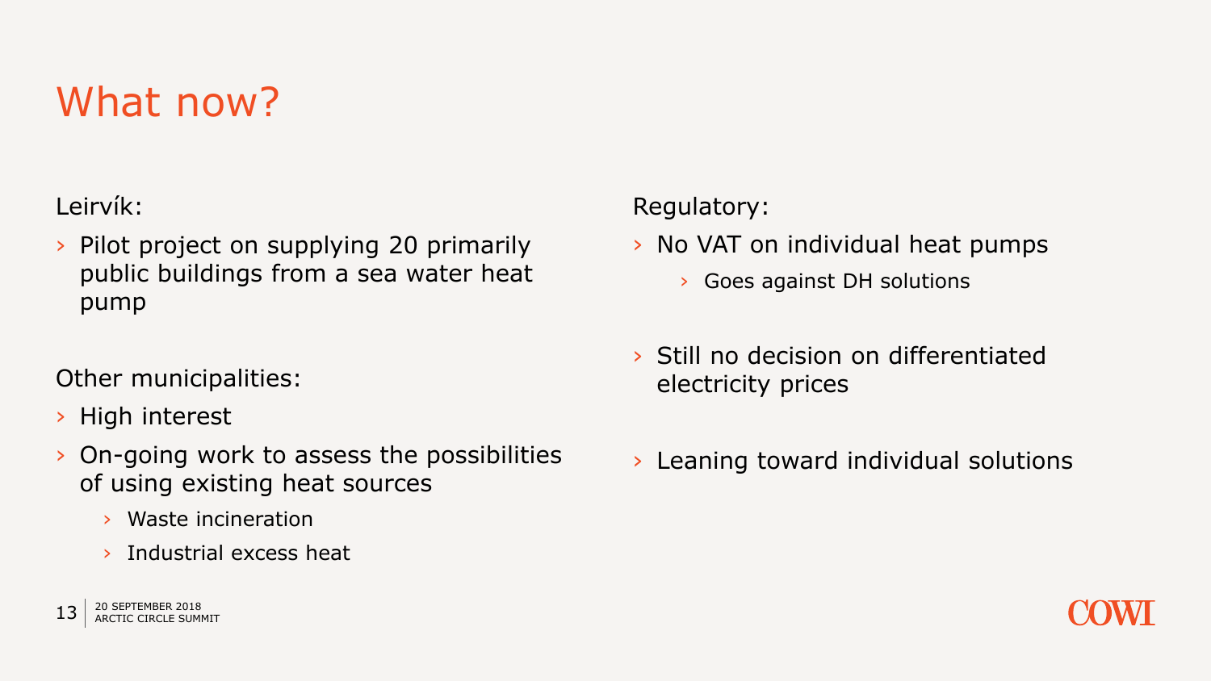# What now?

Leirvík:

- Pilot project on supplying 20 primarily public buildings from a sea water heat pump

Other municipalities:

- High interest
- On-going work to assess the possibilities of using existing heat sources
  - Waste incineration
  - Industrial excess heat

Regulatory:

- No VAT on individual heat pumps
  - Goes against DH solutions
- Still no decision on differentiated electricity prices
- Leaning toward individual solutions